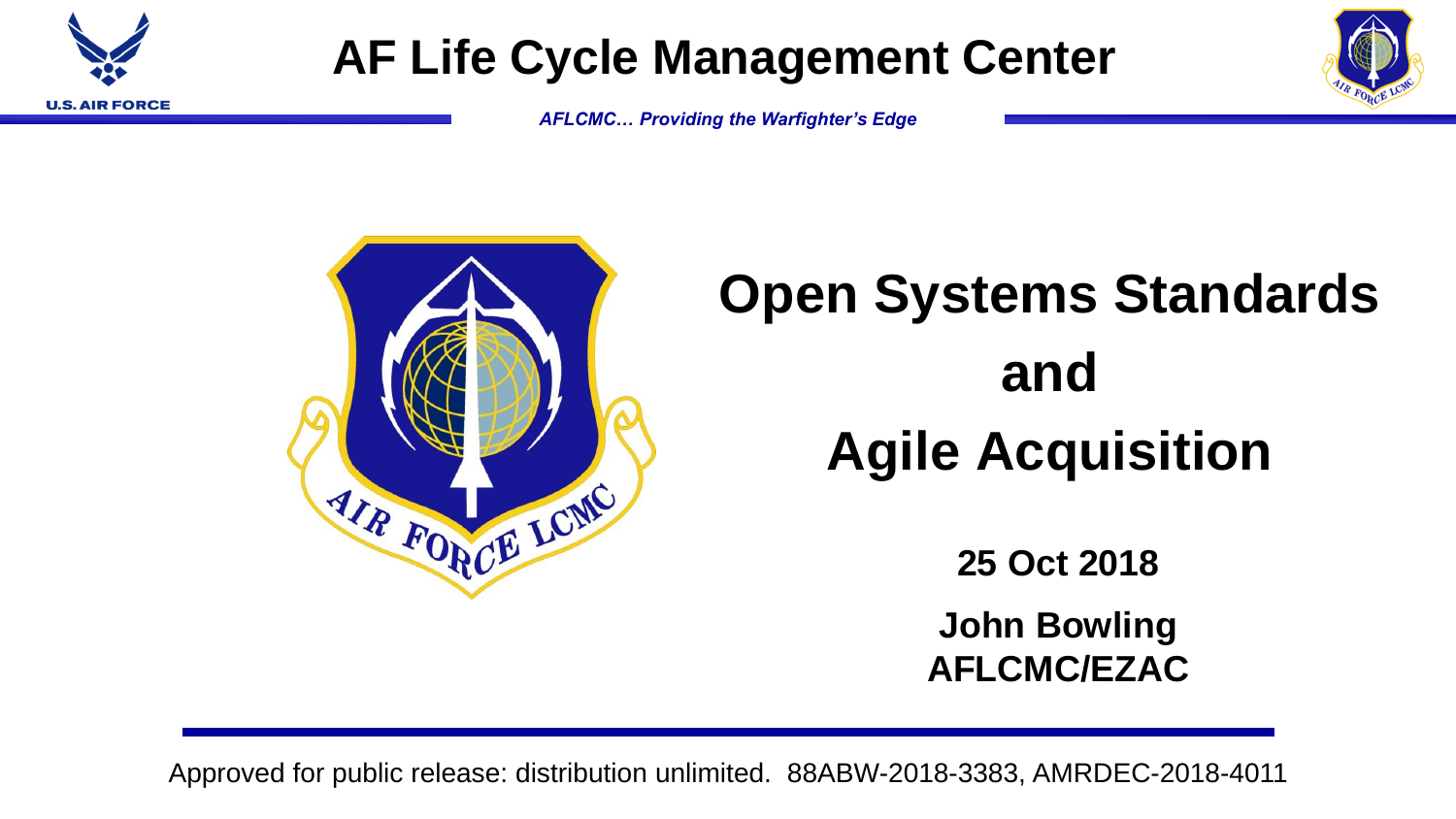# AF Life Cycle Management Center

*AFLCMC… Providing the Warfighter's Edge*

# Open Systems Standards and Agile Acquisition

**25 Oct 2018**

**John Bowling**
**AFLCMC/EZAC**

Approved for public release: distribution unlimited. 88ABW-2018-3383, AMRDEC-2018-4011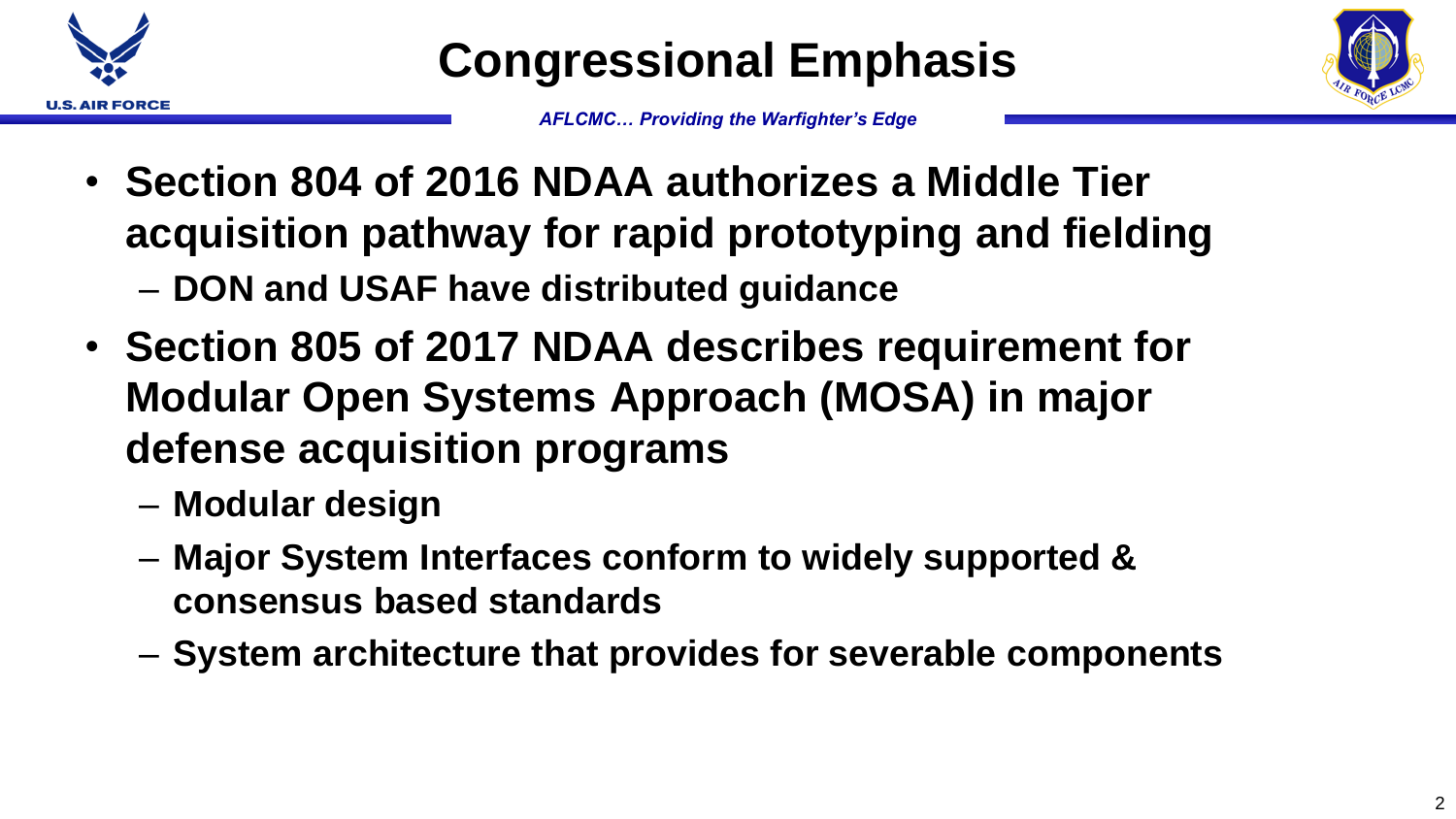# Congressional Emphasis

- **Section 804 of 2016 NDAA authorizes a Middle Tier acquisition pathway for rapid prototyping and fielding**
  - **DON and USAF have distributed guidance**
- **Section 805 of 2017 NDAA describes requirement for Modular Open Systems Approach (MOSA) in major defense acquisition programs**
  - **Modular design**
  - **Major System Interfaces conform to widely supported & consensus based standards**
  - **System architecture that provides for severable components**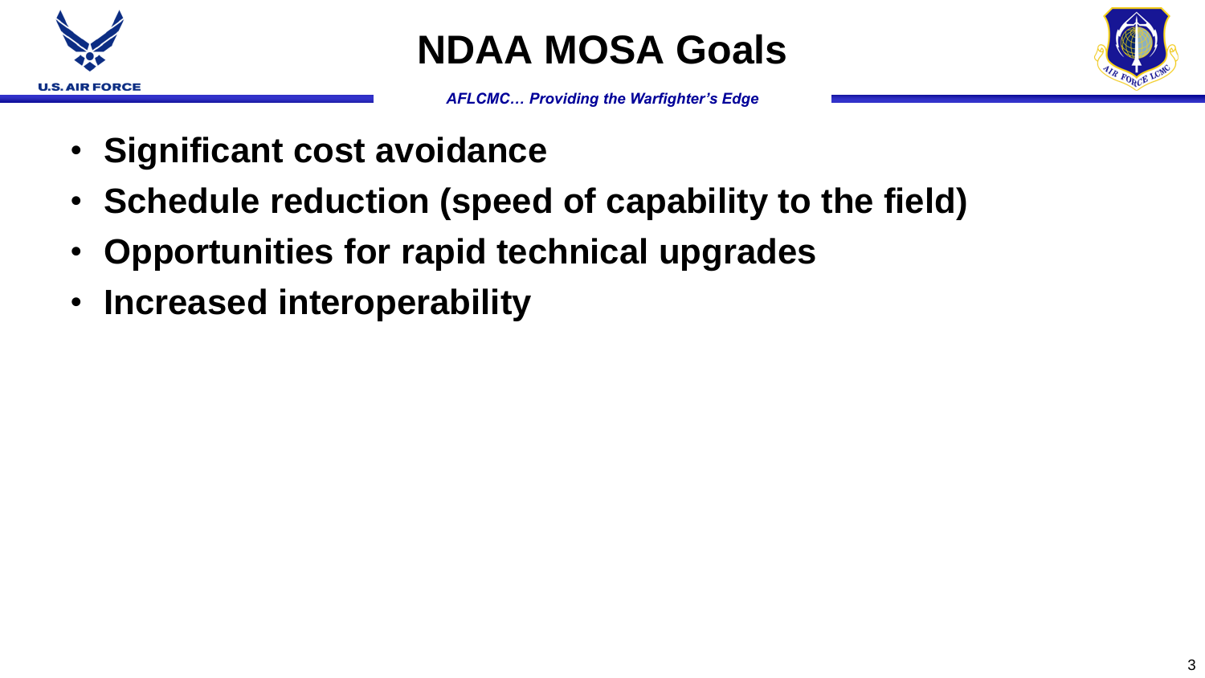# NDAA MOSA Goals

- **Significant cost avoidance**
- **Schedule reduction (speed of capability to the field)**
- **Opportunities for rapid technical upgrades**
- **Increased interoperability**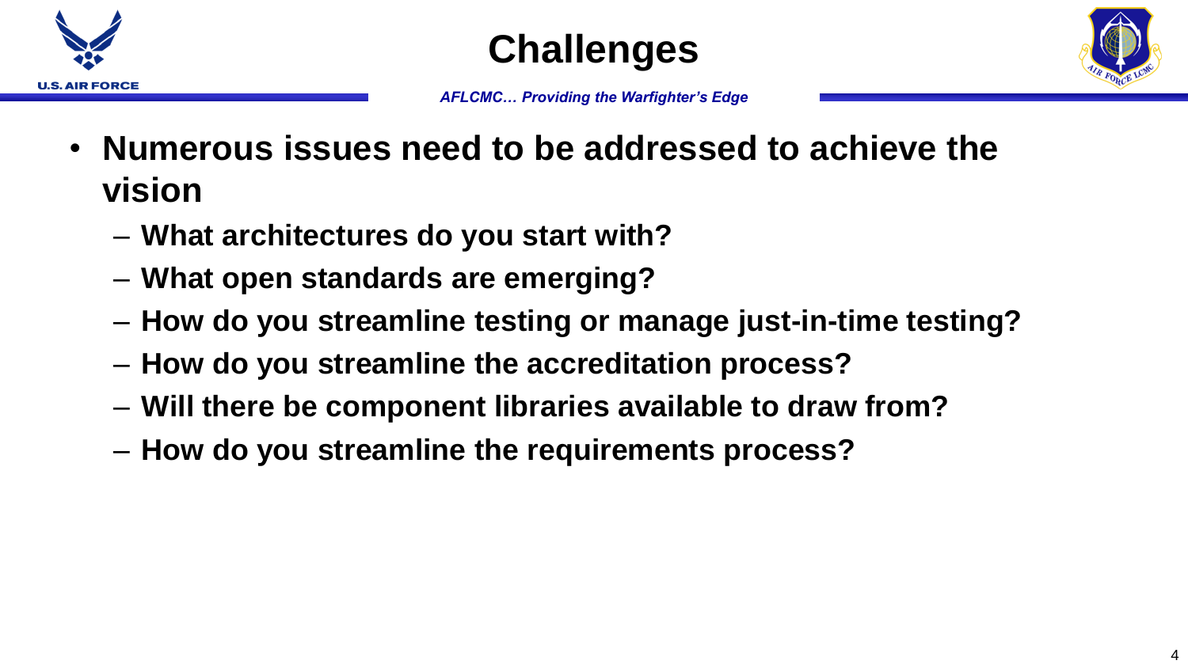# Challenges

- **Numerous issues need to be addressed to achieve the vision**
  - **What architectures do you start with?**
  - **What open standards are emerging?**
  - **How do you streamline testing or manage just-in-time testing?**
  - **How do you streamline the accreditation process?**
  - **Will there be component libraries available to draw from?**
  - **How do you streamline the requirements process?**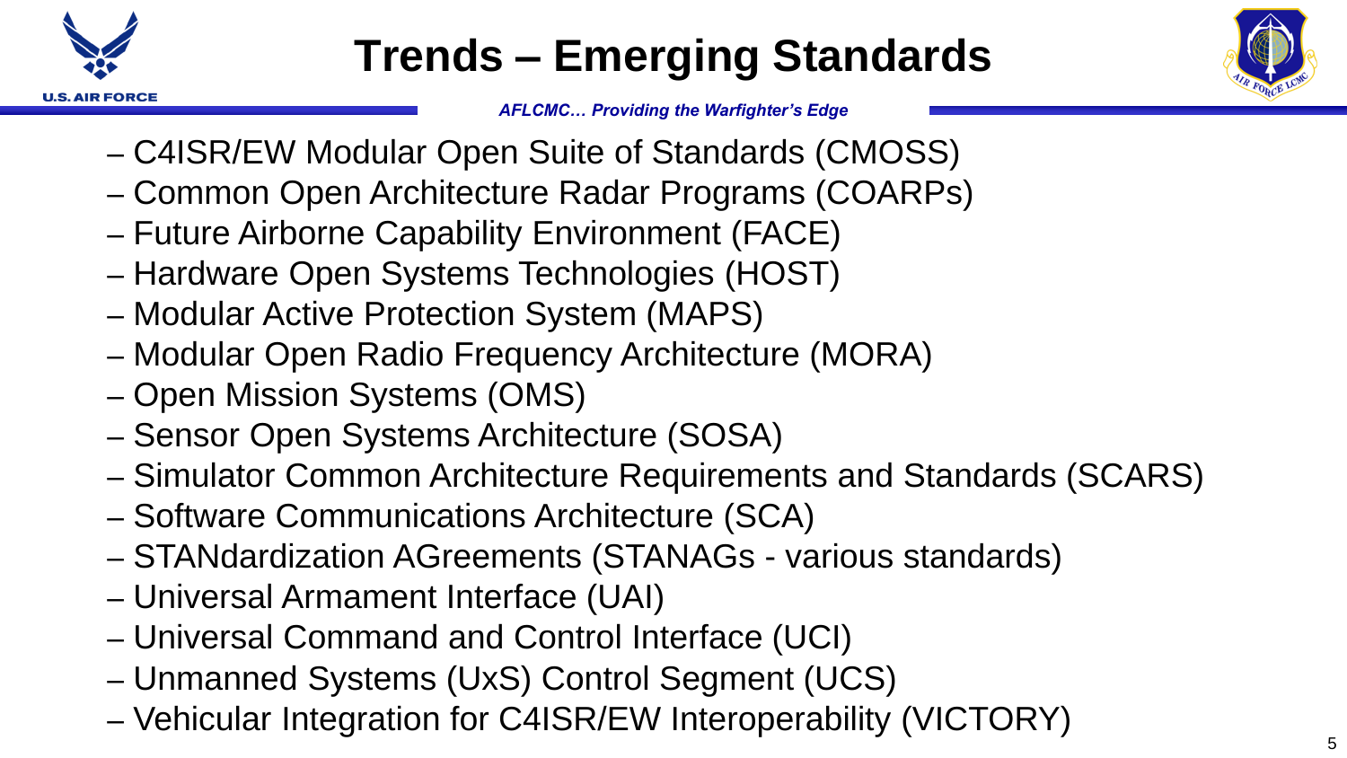# Trends – Emerging Standards

*AFLCMC… Providing the Warfighter's Edge*

- C4ISR/EW Modular Open Suite of Standards (CMOSS)
- Common Open Architecture Radar Programs (COARPs)
- Future Airborne Capability Environment (FACE)
- Hardware Open Systems Technologies (HOST)
- Modular Active Protection System (MAPS)
- Modular Open Radio Frequency Architecture (MORA)
- Open Mission Systems (OMS)
- Sensor Open Systems Architecture (SOSA)
- Simulator Common Architecture Requirements and Standards (SCARS)
- Software Communications Architecture (SCA)
- STANdardization AGreements (STANAGs - various standards)
- Universal Armament Interface (UAI)
- Universal Command and Control Interface (UCI)
- Unmanned Systems (UxS) Control Segment (UCS)
- Vehicular Integration for C4ISR/EW Interoperability (VICTORY)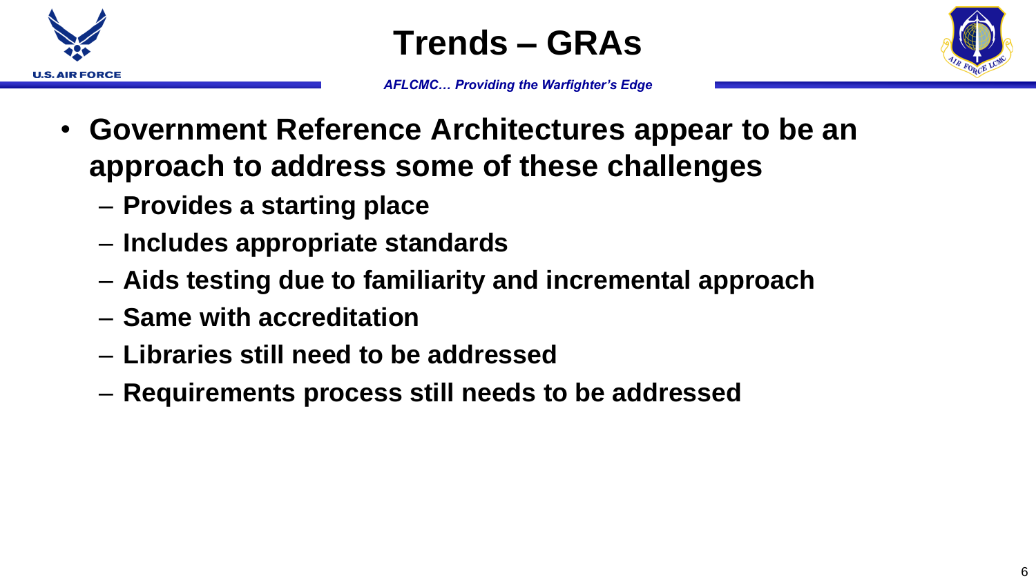# Trends – GRAs

- **Government Reference Architectures appear to be an approach to address some of these challenges**
  - **Provides a starting place**
  - **Includes appropriate standards**
  - **Aids testing due to familiarity and incremental approach**
  - **Same with accreditation**
  - **Libraries still need to be addressed**
  - **Requirements process still needs to be addressed**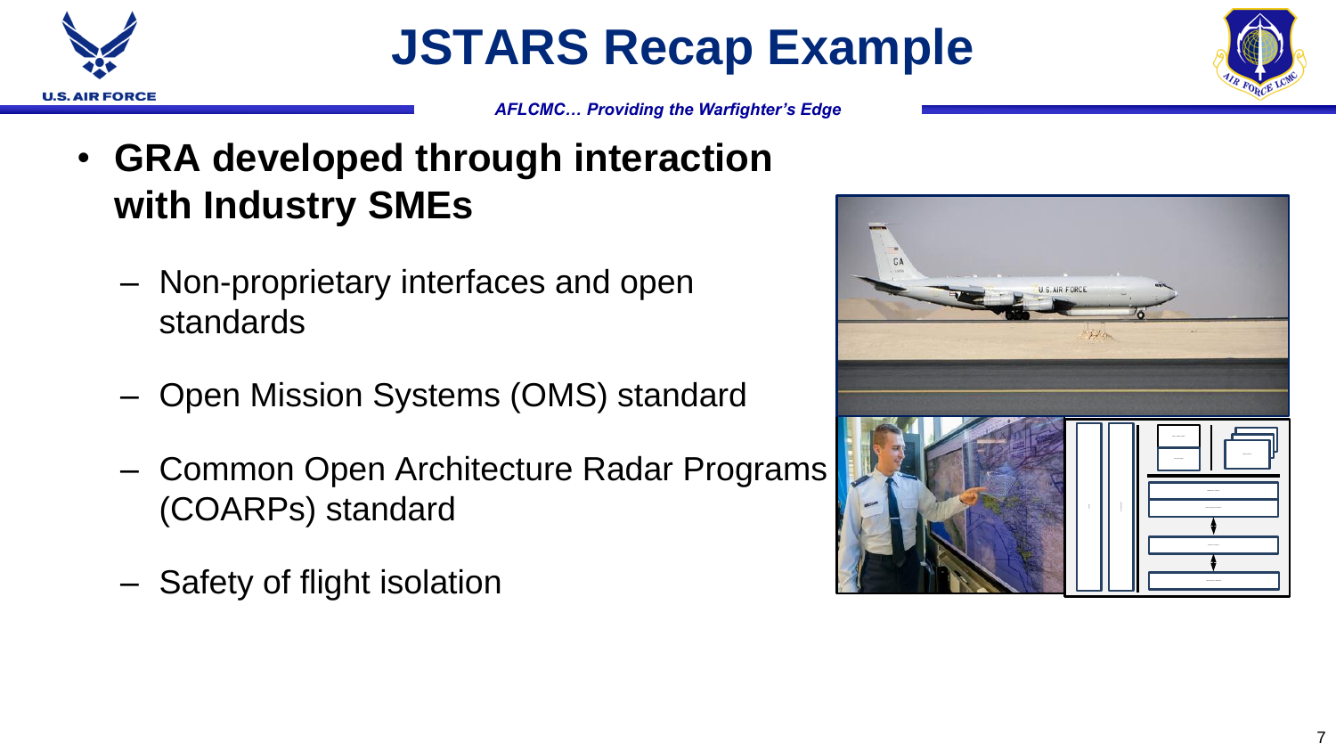# JSTARS Recap Example

*AFLCMC… Providing the Warfighter's Edge*

- **GRA developed through interaction with Industry SMEs**
  - Non-proprietary interfaces and open standards
  - Open Mission Systems (OMS) standard
  - Common Open Architecture Radar Programs (COARPs) standard
  - Safety of flight isolation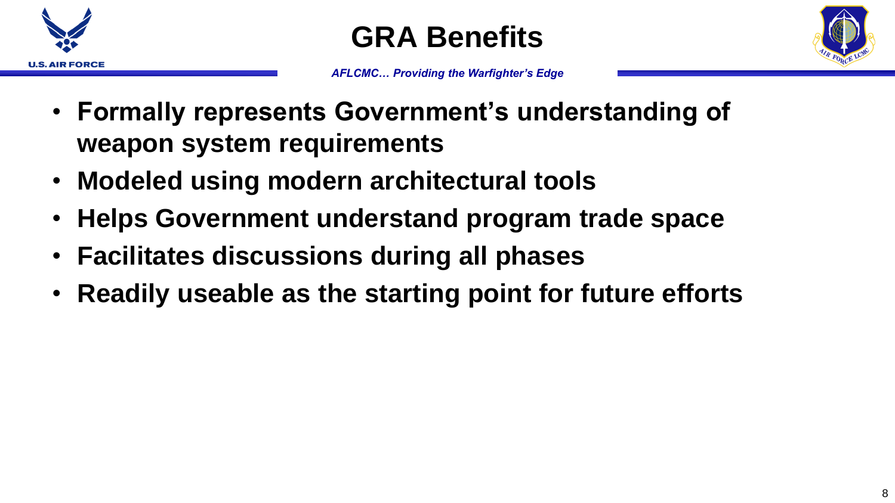# GRA Benefits

- **Formally represents Government's understanding of weapon system requirements**
- **Modeled using modern architectural tools**
- **Helps Government understand program trade space**
- **Facilitates discussions during all phases**
- **Readily useable as the starting point for future efforts**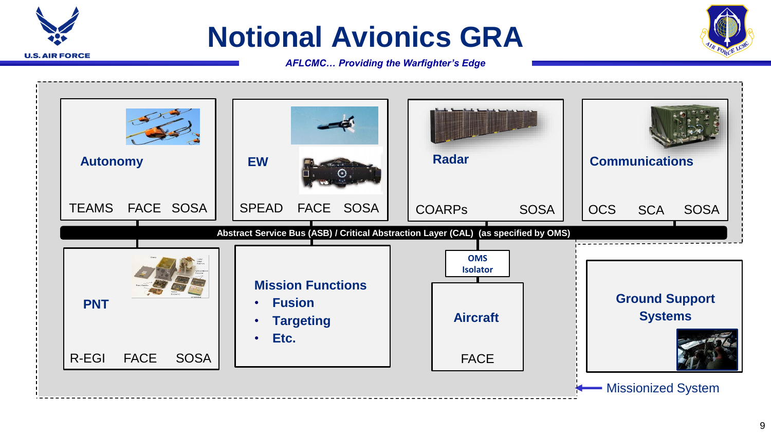# Notional Avionics GRA

*AFLCMC… Providing the Warfighter's Edge*

**Autonomy**
TEAMS FACE SOSA

**EW**
SPEAD FACE SOSA

**Radar**
COARPs SOSA

**Communications**
OCS SCA SOSA

**Abstract Service Bus (ASB) / Critical Abstraction Layer (CAL) (as specified by OMS)**

**PNT**
R-EGI FACE SOSA

**Mission Functions**

- **Fusion**
- **Targeting**
- **Etc.**

**OMS Isolator**

**Aircraft**
FACE

**Ground Support Systems**

Missionized System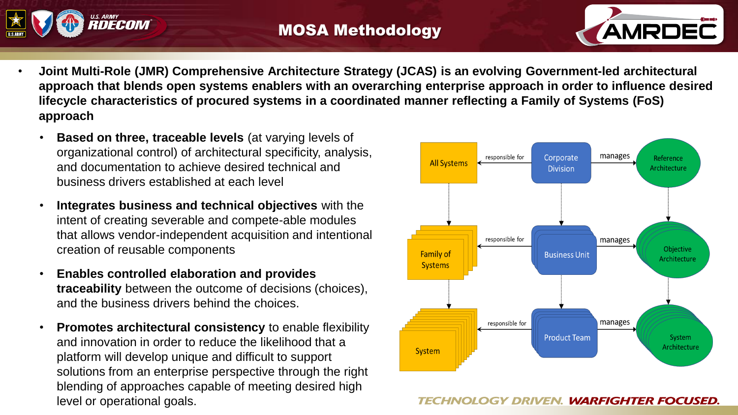# MOSA Methodology

- **Joint Multi-Role (JMR) Comprehensive Architecture Strategy (JCAS) is an evolving Government-led architectural approach that blends open systems enablers with an overarching enterprise approach in order to influence desired lifecycle characteristics of procured systems in a coordinated manner reflecting a Family of Systems (FoS) approach**
  - **Based on three, traceable levels** (at varying levels of organizational control) of architectural specificity, analysis, and documentation to achieve desired technical and business drivers established at each level
  - **Integrates business and technical objectives** with the intent of creating severable and compete-able modules that allows vendor-independent acquisition and intentional creation of reusable components
  - **Enables controlled elaboration and provides traceability** between the outcome of decisions (choices), and the business drivers behind the choices.
  - **Promotes architectural consistency** to enable flexibility and innovation in order to reduce the likelihood that a platform will develop unique and difficult to support solutions from an enterprise perspective through the right blending of approaches capable of meeting desired high level or operational goals.

All Systems ← responsible for — Corporate Division — manages → Reference Architecture

Family of Systems ← responsible for — Business Unit — manages → Objective Architecture

System ← responsible for — Product Team — manages → System Architecture

*TECHNOLOGY DRIVEN. WARFIGHTER FOCUSED.*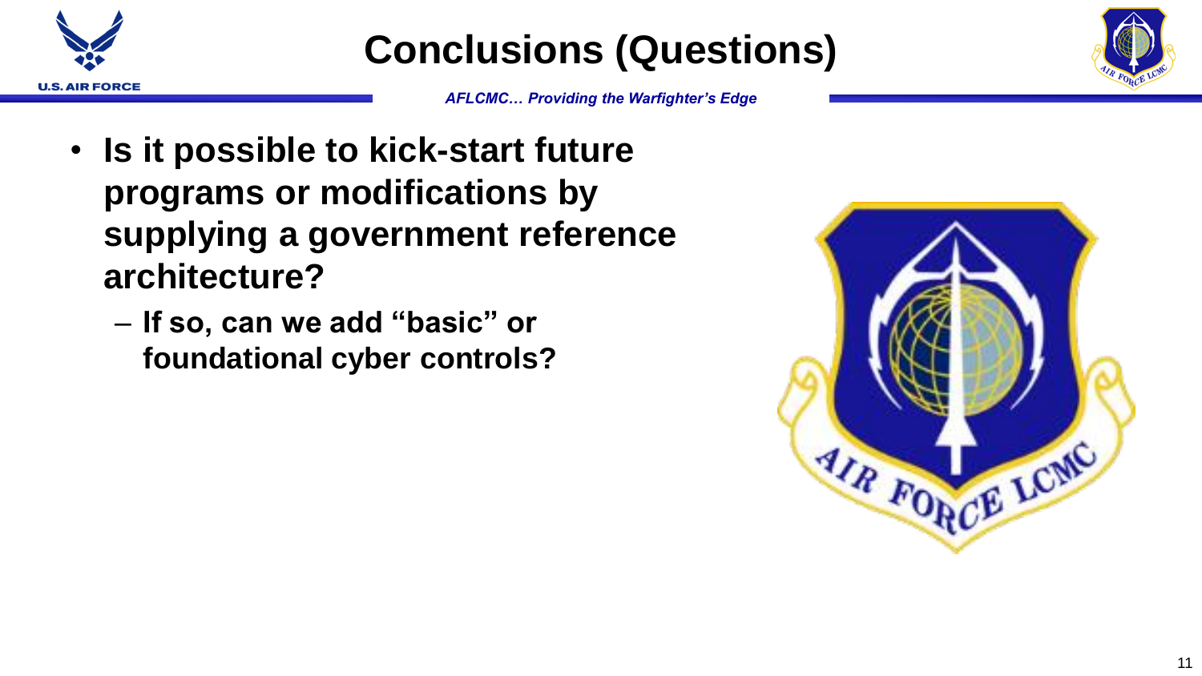# Conclusions (Questions)

- **Is it possible to kick-start future programs or modifications by supplying a government reference architecture?**
  - **If so, can we add "basic" or foundational cyber controls?**